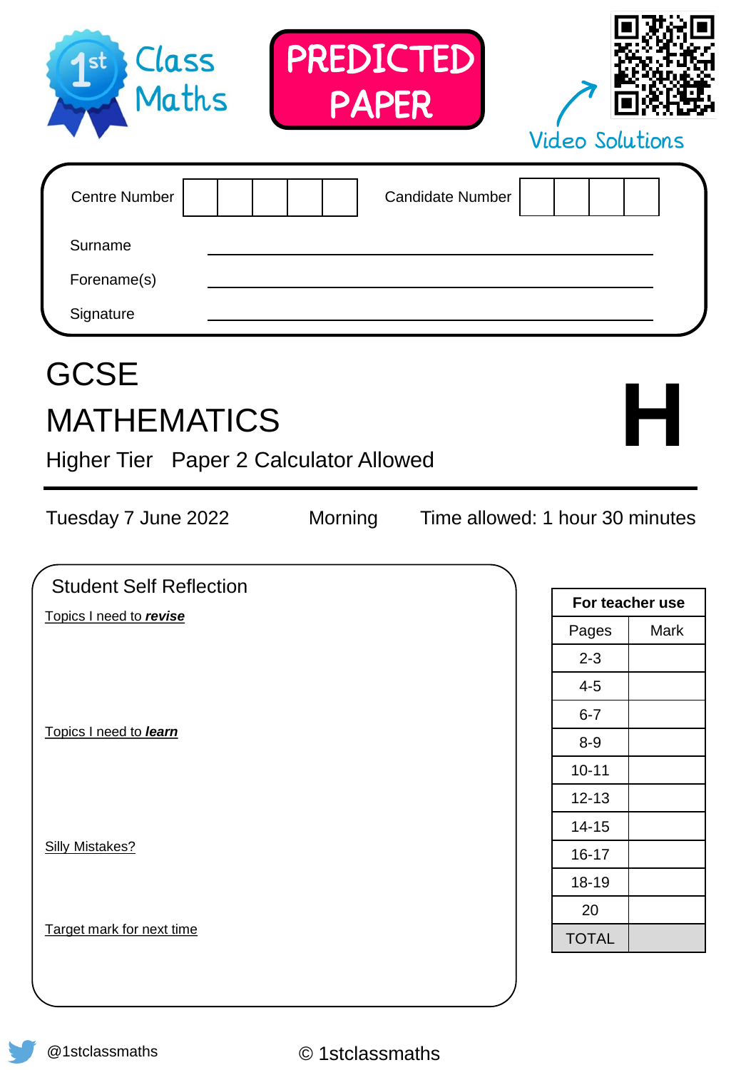1st Class Maths

**PREDICTED PAPER**

Video Solutions

| Centre Number | | | | | | Candidate Number | | | | |
|---|---|---|---|---|---|---|---|---|---|---|

Surname ______________________

Forename(s) ______________________

Signature ______________________

# GCSE
# MATHEMATICS

# H

## Higher Tier Paper 2 Calculator Allowed

Tuesday 7 June 2022 Morning Time allowed: 1 hour 30 minutes

### Student Self Reflection

Topics I need to ***revise***

Topics I need to ***learn***

Silly Mistakes?

Target mark for next time

| For teacher use | |
|---|---|
| Pages | Mark |
| 2-3 | |
| 4-5 | |
| 6-7 | |
| 8-9 | |
| 10-11 | |
| 12-13 | |
| 14-15 | |
| 16-17 | |
| 18-19 | |
| 20 | |
| TOTAL | |

@1stclassmaths

© 1stclassmaths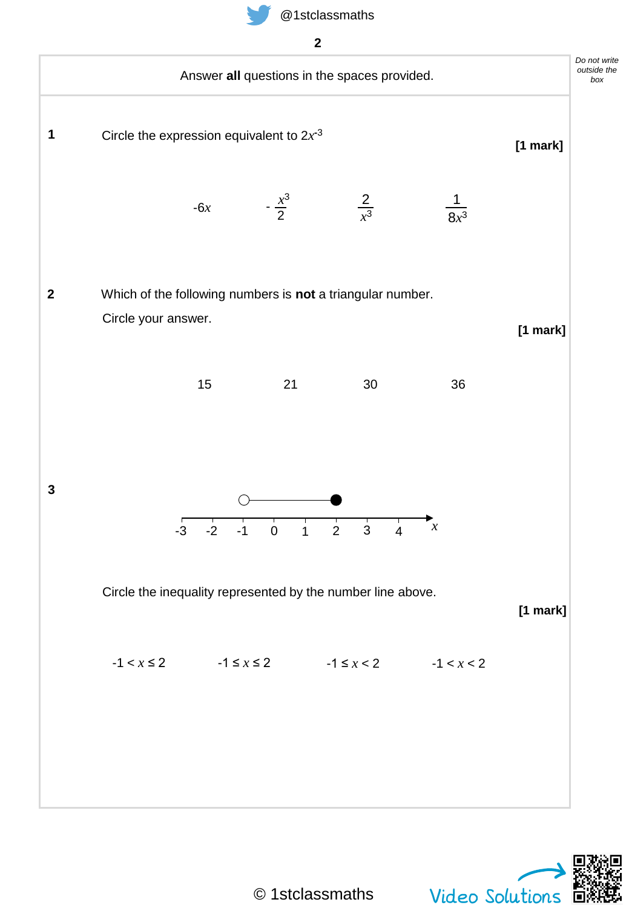Answer **all** questions in the spaces provided.

**1** Circle the expression equivalent to $2x^{-3}$

**[1 mark]**

$-6x$ $\qquad$ $-\dfrac{x^3}{2}$ $\qquad$ $\dfrac{2}{x^3}$ $\qquad$ $\dfrac{1}{8x^3}$

**2** Which of the following numbers is **not** a triangular number.

Circle your answer.

**[1 mark]**

15 $\qquad$ 21 $\qquad$ 30 $\qquad$ 36

**3**

Circle the inequality represented by the number line above.

**[1 mark]**

$-1 < x \leq 2$ $\qquad$ $-1 \leq x \leq 2$ $\qquad$ $-1 \leq x < 2$ $\qquad$ $-1 < x < 2$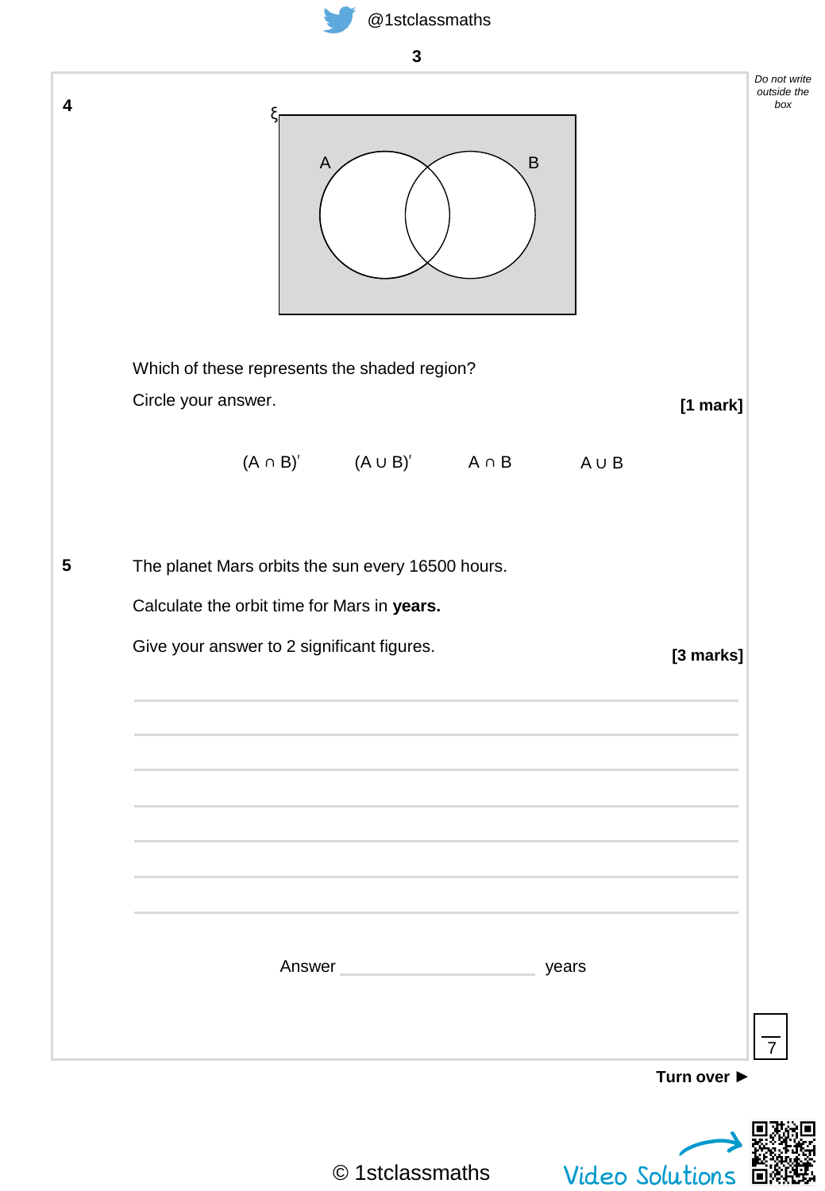**4**

Which of these represents the shaded region?

Circle your answer. **[1 mark]**

$(A \cap B)'$ $(A \cup B)'$ $A \cap B$ $A \cup B$

**5** The planet Mars orbits the sun every 16500 hours.

Calculate the orbit time for Mars in **years.**

Give your answer to 2 significant figures. **[3 marks]**

Answer ______________________ years

Turn over ►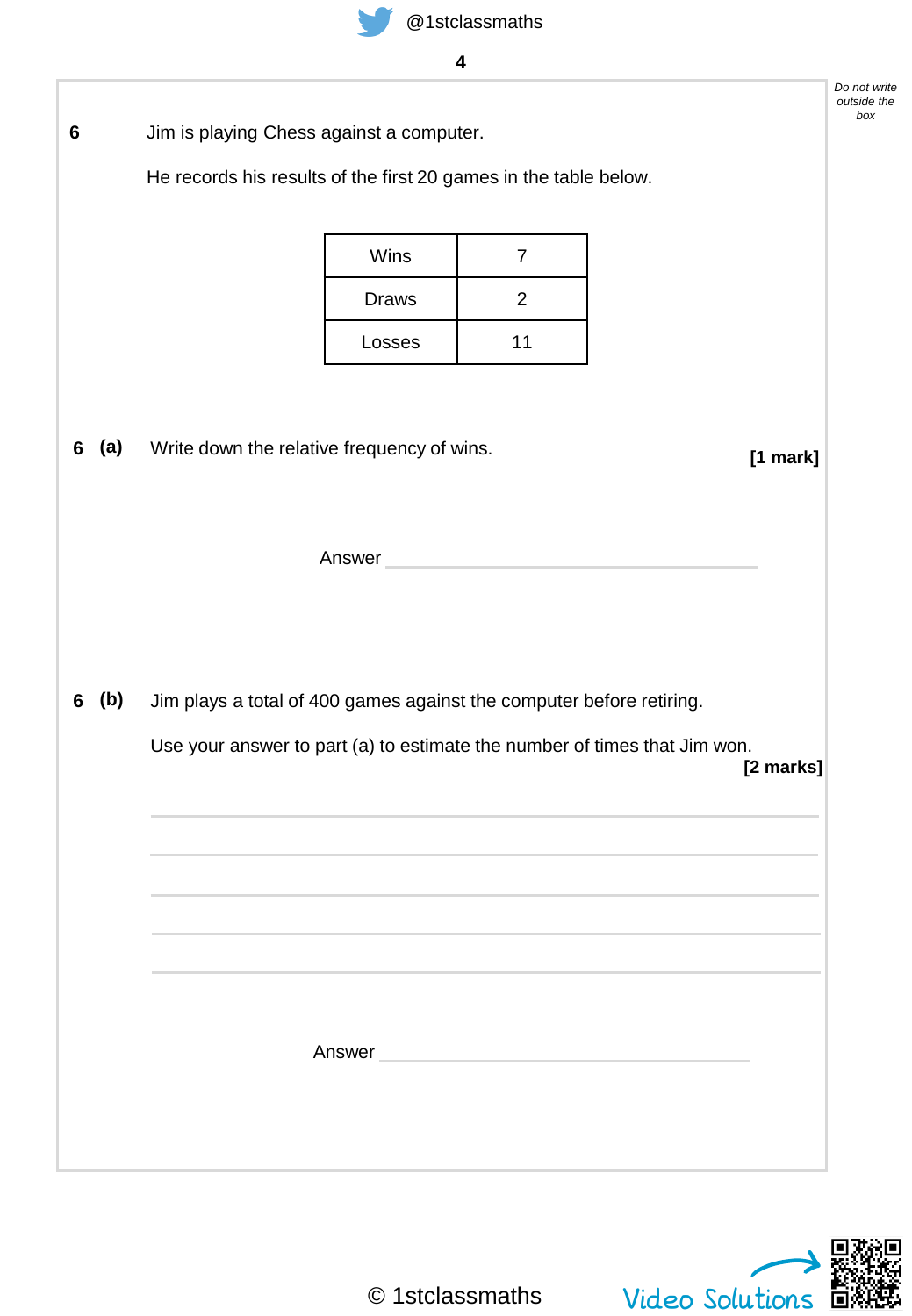**6** Jim is playing Chess against a computer.

He records his results of the first 20 games in the table below.

| Wins | 7 |
|---|---|
| Draws | 2 |
| Losses | 11 |

**6 (a)** Write down the relative frequency of wins. **[1 mark]**

Answer ______________________________

**6 (b)** Jim plays a total of 400 games against the computer before retiring.

Use your answer to part (a) to estimate the number of times that Jim won. **[2 marks]**

Answer ______________________________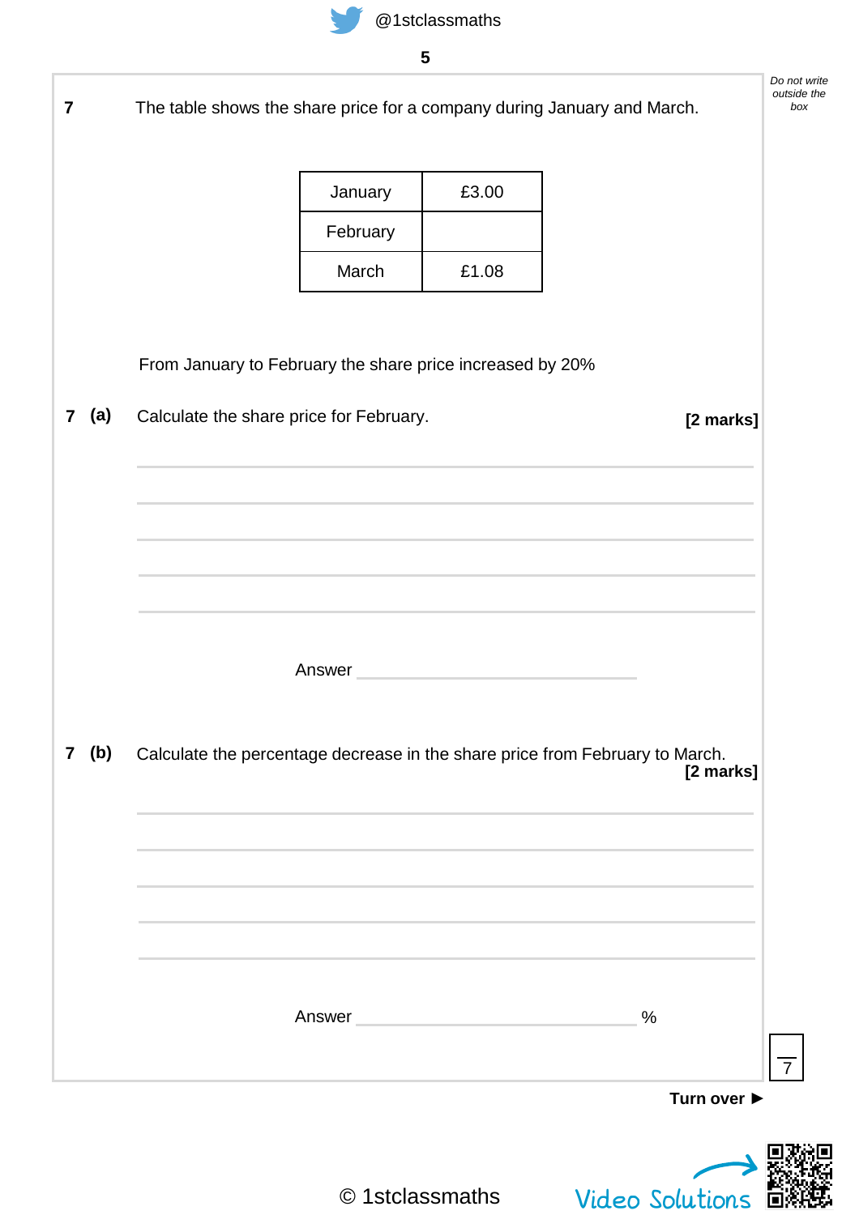**7** The table shows the share price for a company during January and March.

| | |
|---|---|
| January | £3.00 |
| February | |
| March | £1.08 |

From January to February the share price increased by 20%

**7 (a)** Calculate the share price for February. **[2 marks]**

Answer ______________________

**7 (b)** Calculate the percentage decrease in the share price from February to March. **[2 marks]**

Answer ______________________ %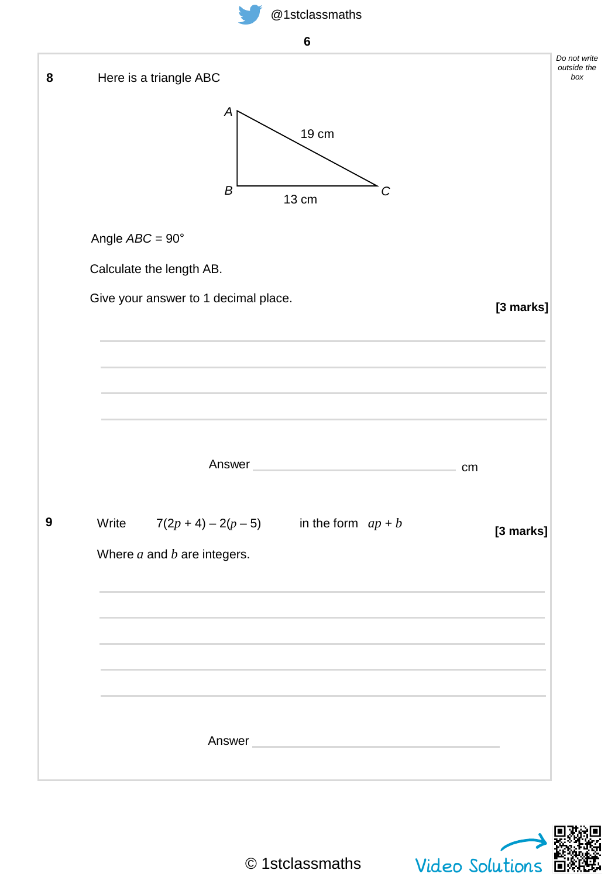**8** Here is a triangle ABC

Angle $ABC = 90°$

Calculate the length AB.

Give your answer to 1 decimal place.

**[3 marks]**

Answer ______________________ cm

**9** Write $7(2p + 4) - 2(p - 5)$ in the form $ap + b$

**[3 marks]**

Where $a$ and $b$ are integers.

Answer ______________________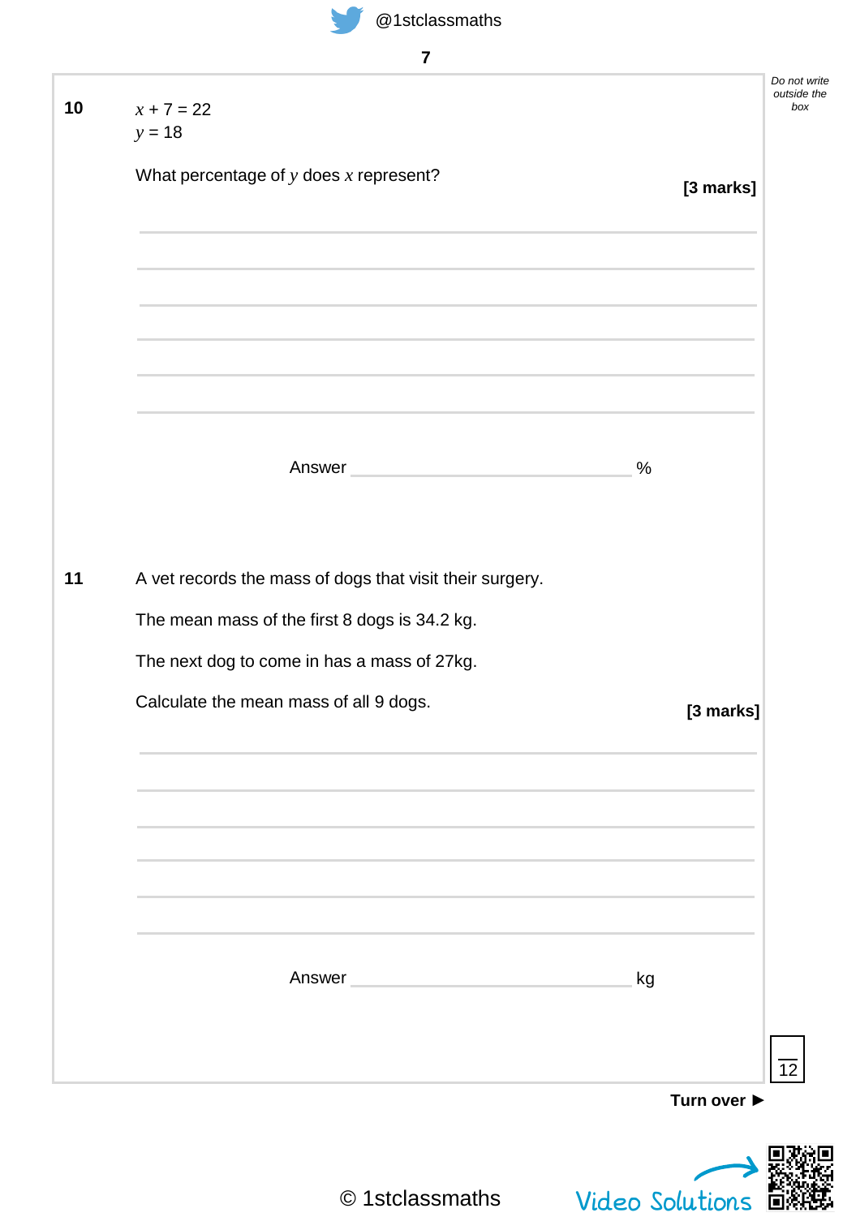**10** $x + 7 = 22$

$y = 18$

What percentage of $y$ does $x$ represent?

**[3 marks]**

Answer ______________________ %

**11** A vet records the mass of dogs that visit their surgery.

The mean mass of the first 8 dogs is 34.2 kg.

The next dog to come in has a mass of 27kg.

Calculate the mean mass of all 9 dogs.

**[3 marks]**

Answer ______________________ kg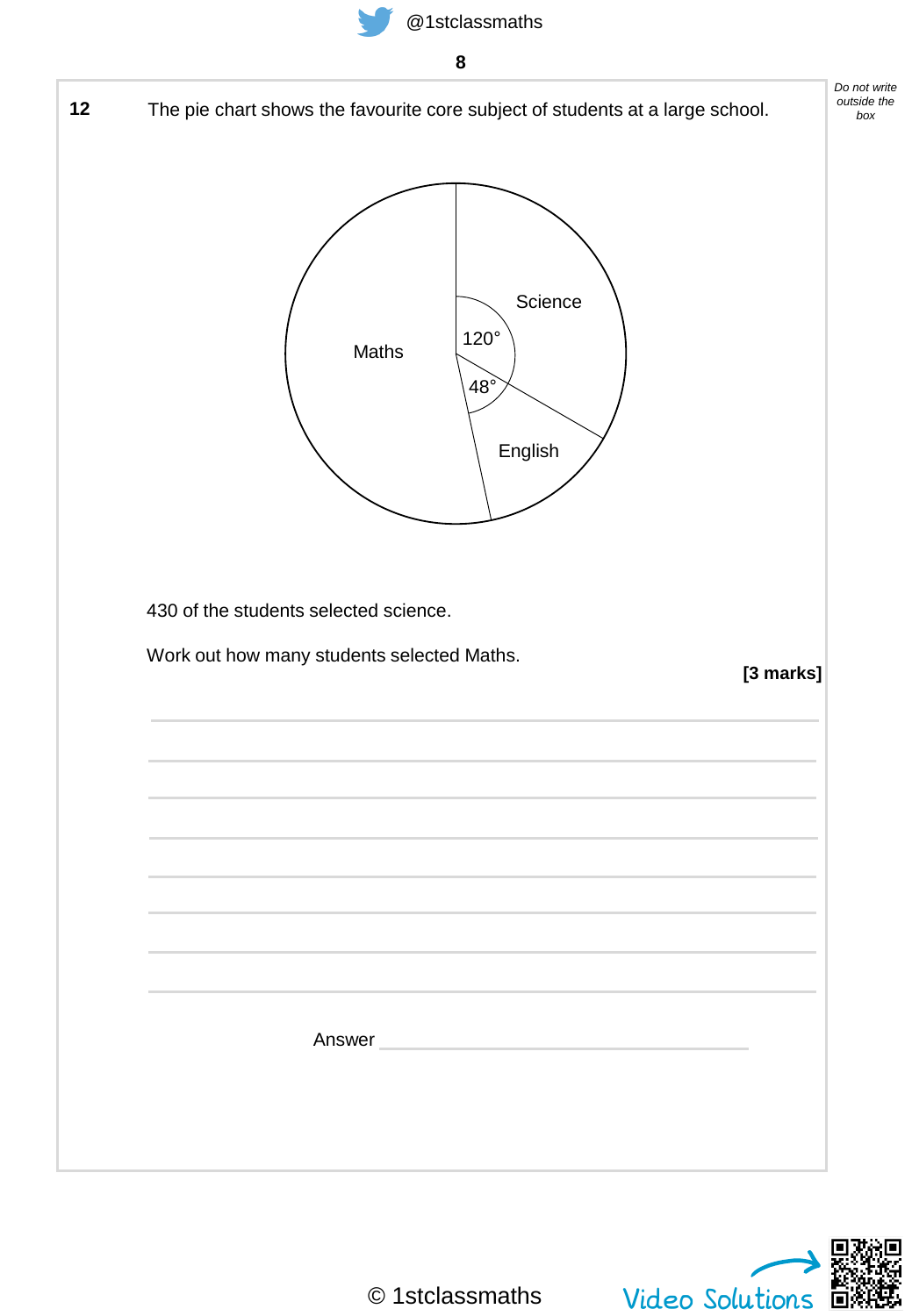**12** The pie chart shows the favourite core subject of students at a large school.

430 of the students selected science.

Work out how many students selected Maths.

**[3 marks]**

Answer ______________________________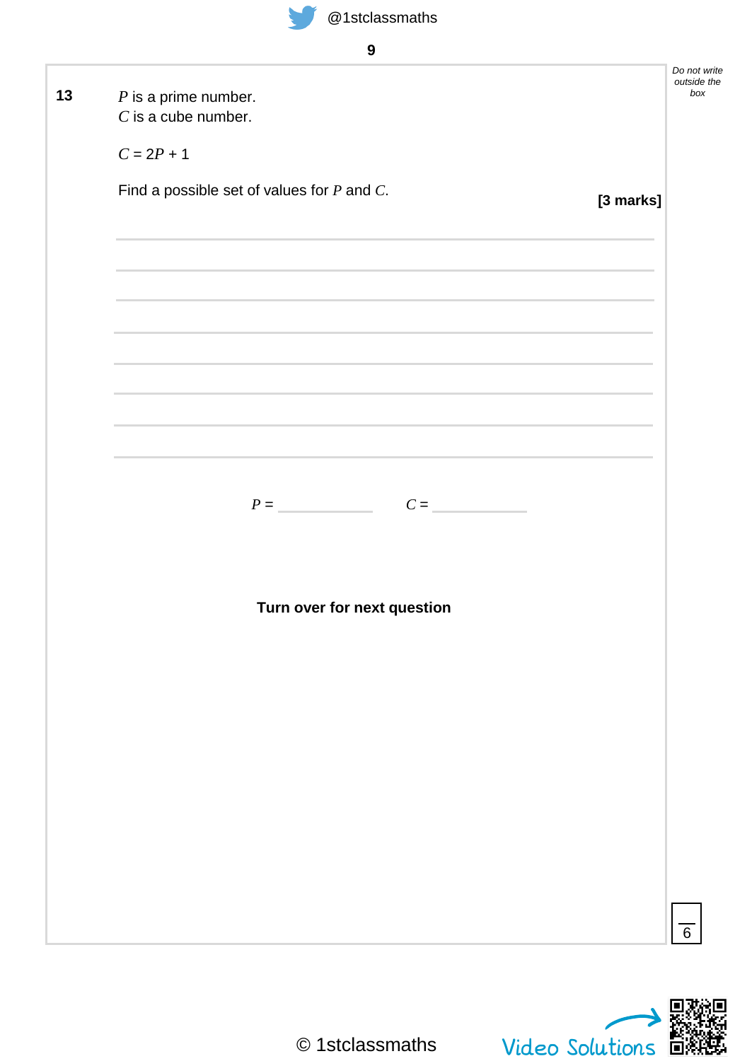**13** $P$ is a prime number.
$C$ is a cube number.

$C = 2P + 1$

Find a possible set of values for $P$ and $C$.

**[3 marks]**

$P =$ ____________ $C =$ ____________

**Turn over for next question**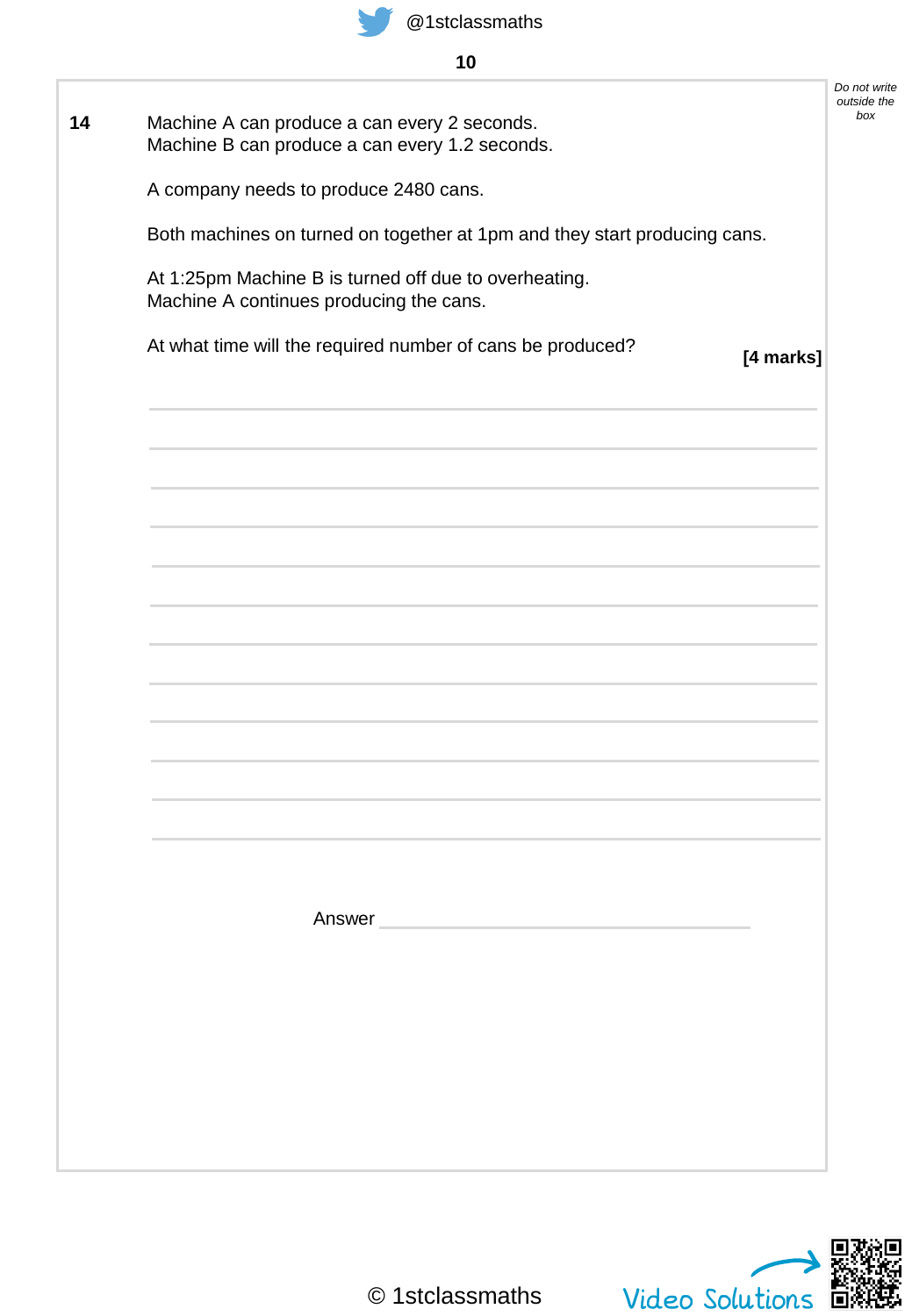**14** Machine A can produce a can every 2 seconds.
Machine B can produce a can every 1.2 seconds.

A company needs to produce 2480 cans.

Both machines on turned on together at 1pm and they start producing cans.

At 1:25pm Machine B is turned off due to overheating.
Machine A continues producing the cans.

At what time will the required number of cans be produced?

**[4 marks]**

Answer ______________________________

© 1stclassmaths

Video Solutions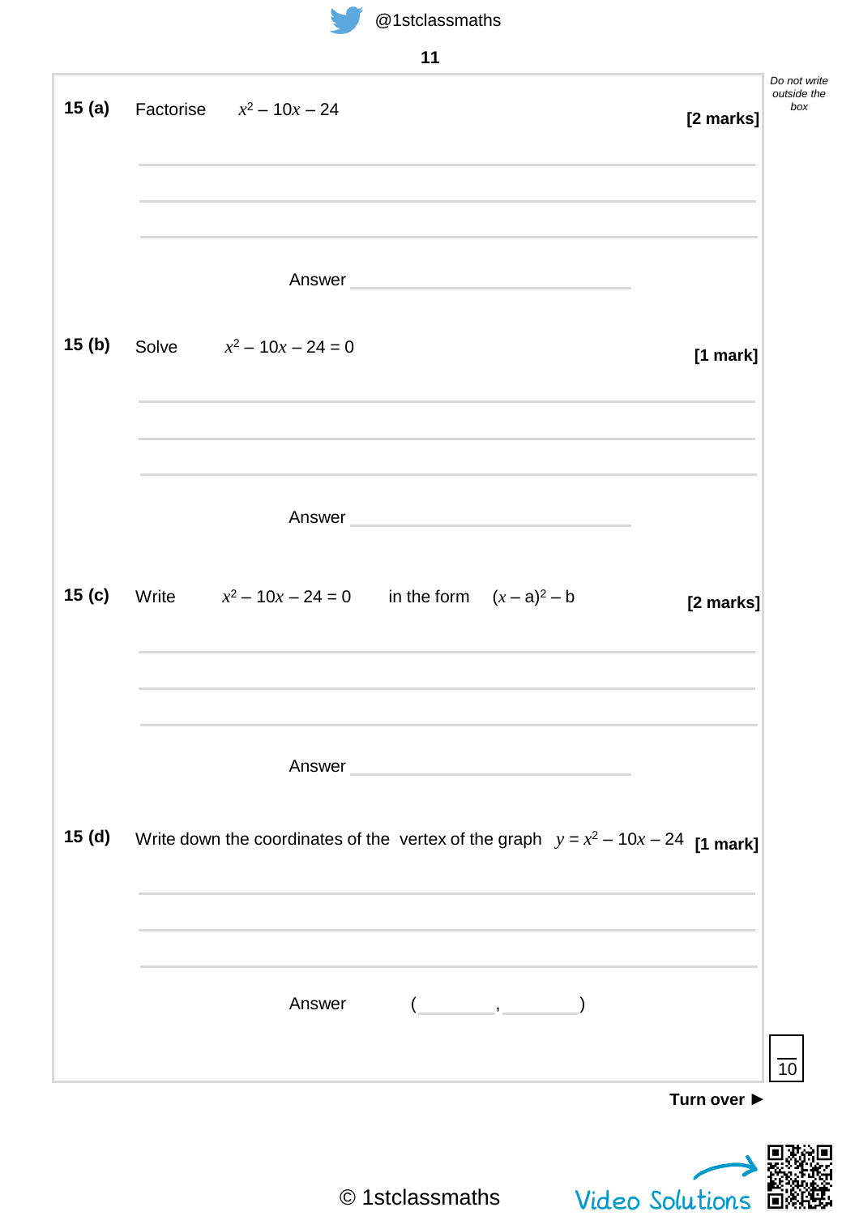**15 (a)** Factorise $x^2 - 10x - 24$ **[2 marks]**

Answer ______________________

**15 (b)** Solve $x^2 - 10x - 24 = 0$ **[1 mark]**

Answer ______________________

**15 (c)** Write $x^2 - 10x - 24 = 0$ in the form $(x - \text{a})^2 - \text{b}$ **[2 marks]**

Answer ______________________

**15 (d)** Write down the coordinates of the vertex of the graph $y = x^2 - 10x - 24$ **[1 mark]**

Answer ( ________ , ________ )

**Turn over ►**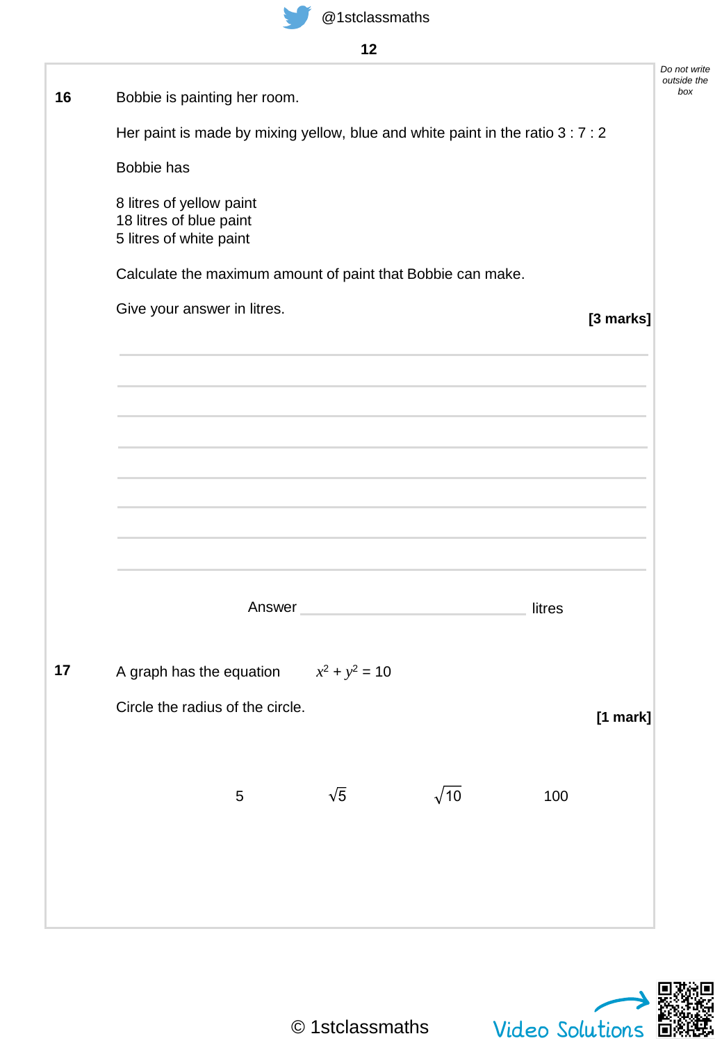**16** Bobbie is painting her room.

Her paint is made by mixing yellow, blue and white paint in the ratio 3 : 7 : 2

Bobbie has

8 litres of yellow paint
18 litres of blue paint
5 litres of white paint

Calculate the maximum amount of paint that Bobbie can make.

Give your answer in litres.

**[3 marks]**

Answer ______________________ litres

**17** A graph has the equation $x^2 + y^2 = 10$

Circle the radius of the circle.

**[1 mark]**

5 $\qquad$ $\sqrt{5}$ $\qquad$ $\sqrt{10}$ $\qquad$ 100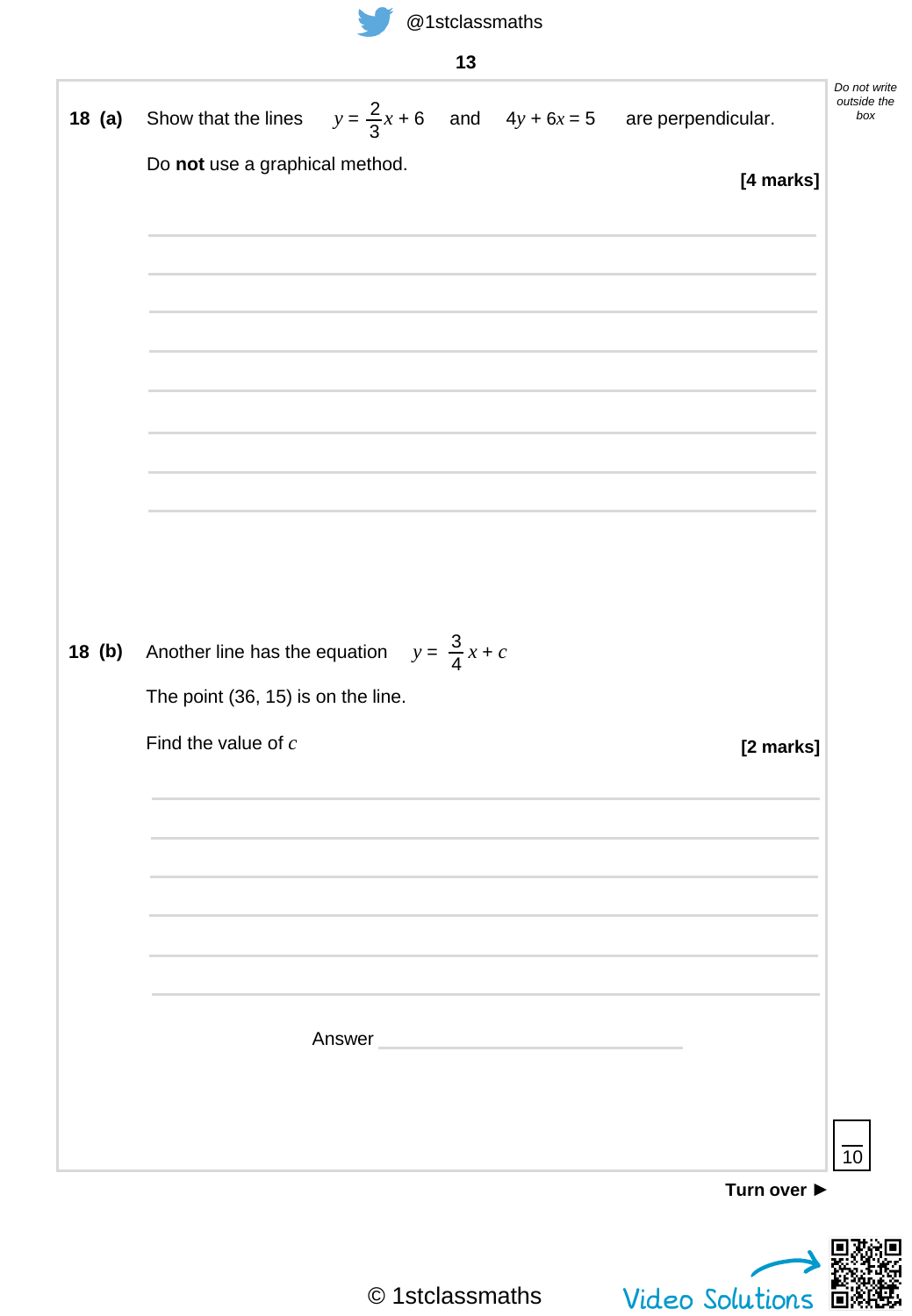**18 (a)** Show that the lines $y = \frac{2}{3}x + 6$ and $4y + 6x = 5$ are perpendicular.

Do **not** use a graphical method.

**[4 marks]**

**18 (b)** Another line has the equation $y = \frac{3}{4}x + c$

The point (36, 15) is on the line.

Find the value of $c$

**[2 marks]**

Answer ______________________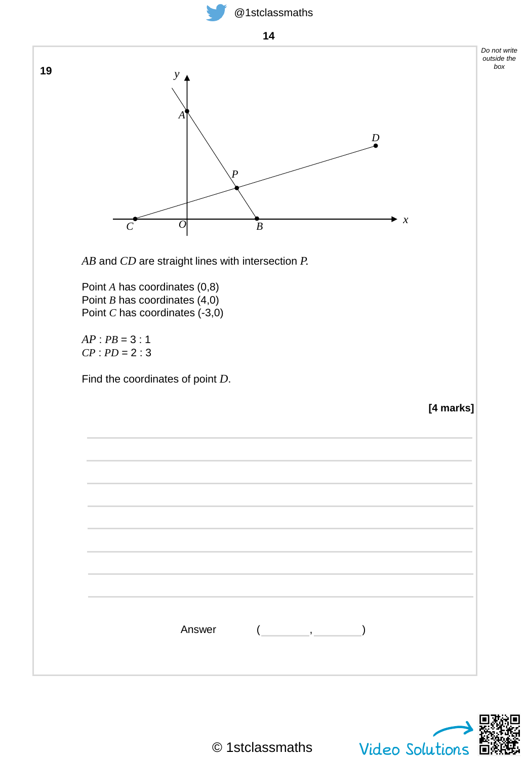**19**

*AB* and *CD* are straight lines with intersection *P*.

Point *A* has coordinates (0,8)
Point *B* has coordinates (4,0)
Point *C* has coordinates (-3,0)

*AP* : *PB* = 3 : 1
*CP* : *PD* = 2 : 3

Find the coordinates of point *D*.

**[4 marks]**

Answer ( ______ , ______ )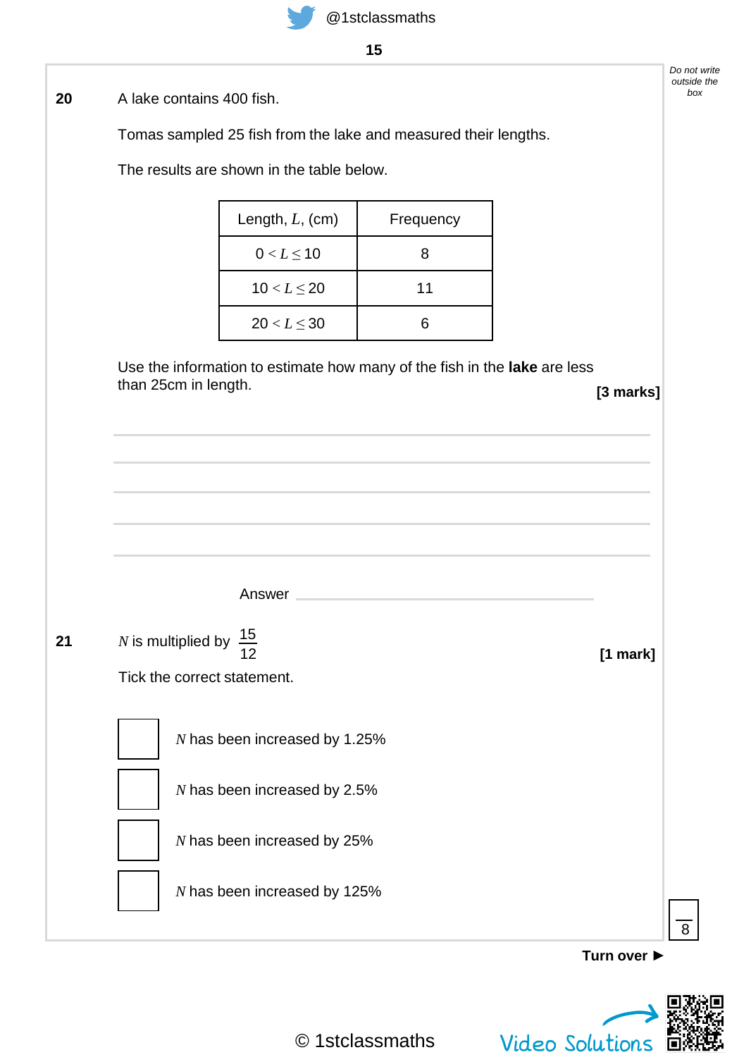**20** A lake contains 400 fish.

Tomas sampled 25 fish from the lake and measured their lengths.

The results are shown in the table below.

| Length, $L$, (cm) | Frequency |
|---|---|
| $0 < L \leq 10$ | 8 |
| $10 < L \leq 20$ | 11 |
| $20 < L \leq 30$ | 6 |

Use the information to estimate how many of the fish in the **lake** are less than 25cm in length.

**[3 marks]**

Answer ______________________

**21** $N$ is multiplied by $\frac{15}{12}$

**[1 mark]**

Tick the correct statement.

- [ ] $N$ has been increased by 1.25%
- [ ] $N$ has been increased by 2.5%
- [ ] $N$ has been increased by 25%
- [ ] $N$ has been increased by 125%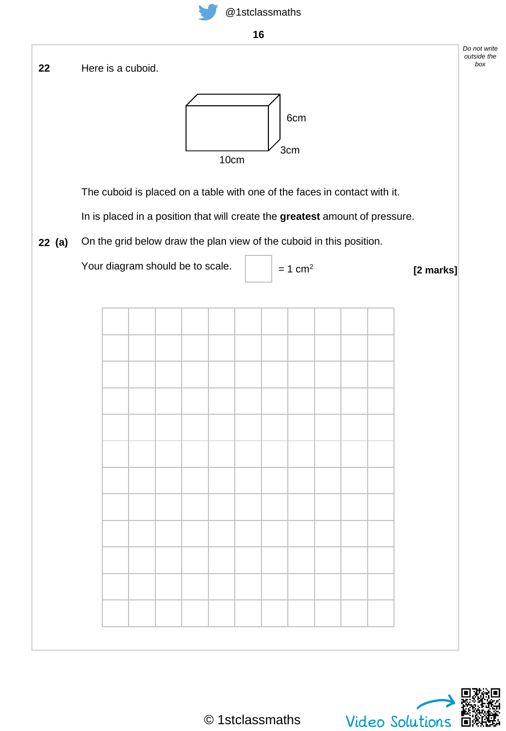**22** Here is a cuboid.

6cm

3cm

10cm

The cuboid is placed on a table with one of the faces in contact with it.

In is placed in a position that will create the **greatest** amount of pressure.

**22 (a)** On the grid below draw the plan view of the cuboid in this position.

Your diagram should be to scale. □ = 1 cm$^2$ **[2 marks]**

Do not write outside the box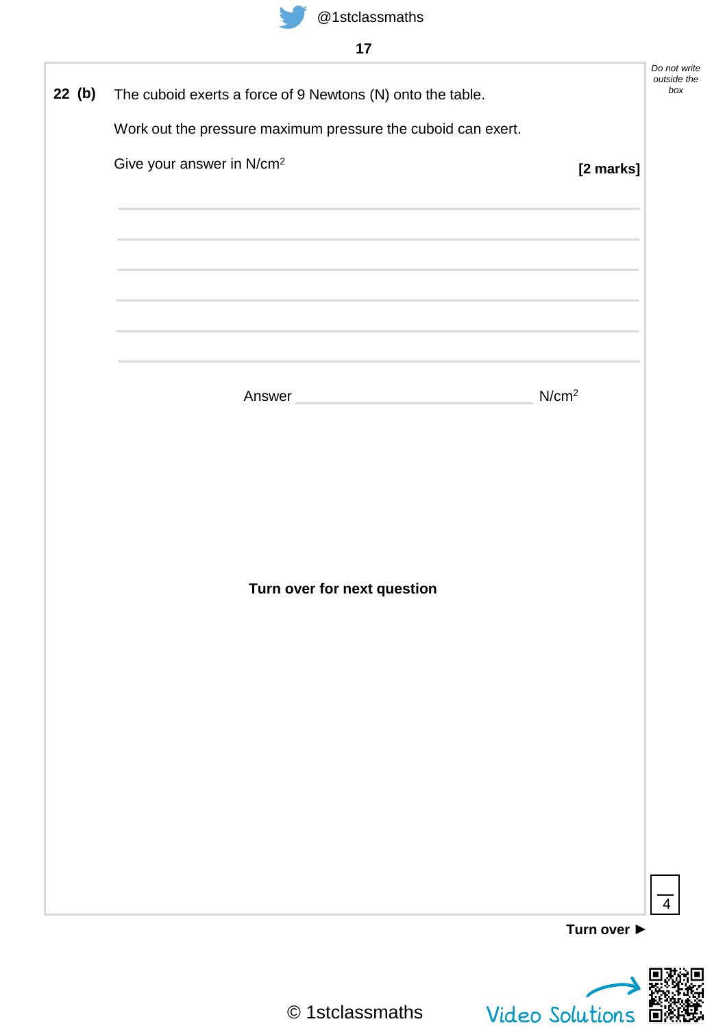**22 (b)** The cuboid exerts a force of 9 Newtons (N) onto the table.

Work out the pressure maximum pressure the cuboid can exert.

Give your answer in N/cm$^2$

**[2 marks]**

Answer ______________________ N/cm$^2$

**Turn over for next question**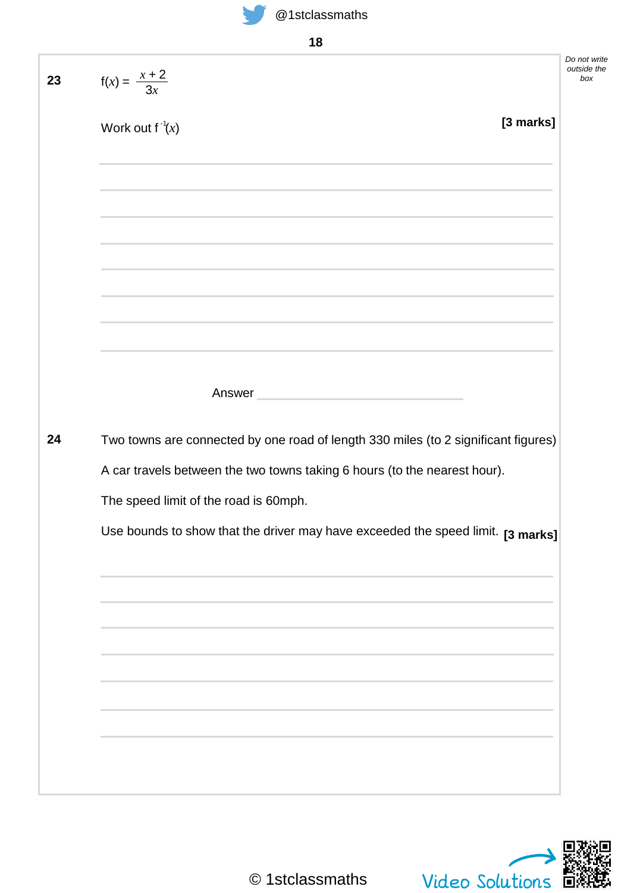**23** $f(x) = \dfrac{x + 2}{3x}$

Work out $f^{-1}(x)$ **[3 marks]**

Answer ______________________

**24** Two towns are connected by one road of length 330 miles (to 2 significant figures)

A car travels between the two towns taking 6 hours (to the nearest hour).

The speed limit of the road is 60mph.

Use bounds to show that the driver may have exceeded the speed limit. **[3 marks]**

Do not write outside the box

© 1stclassmaths

Video Solutions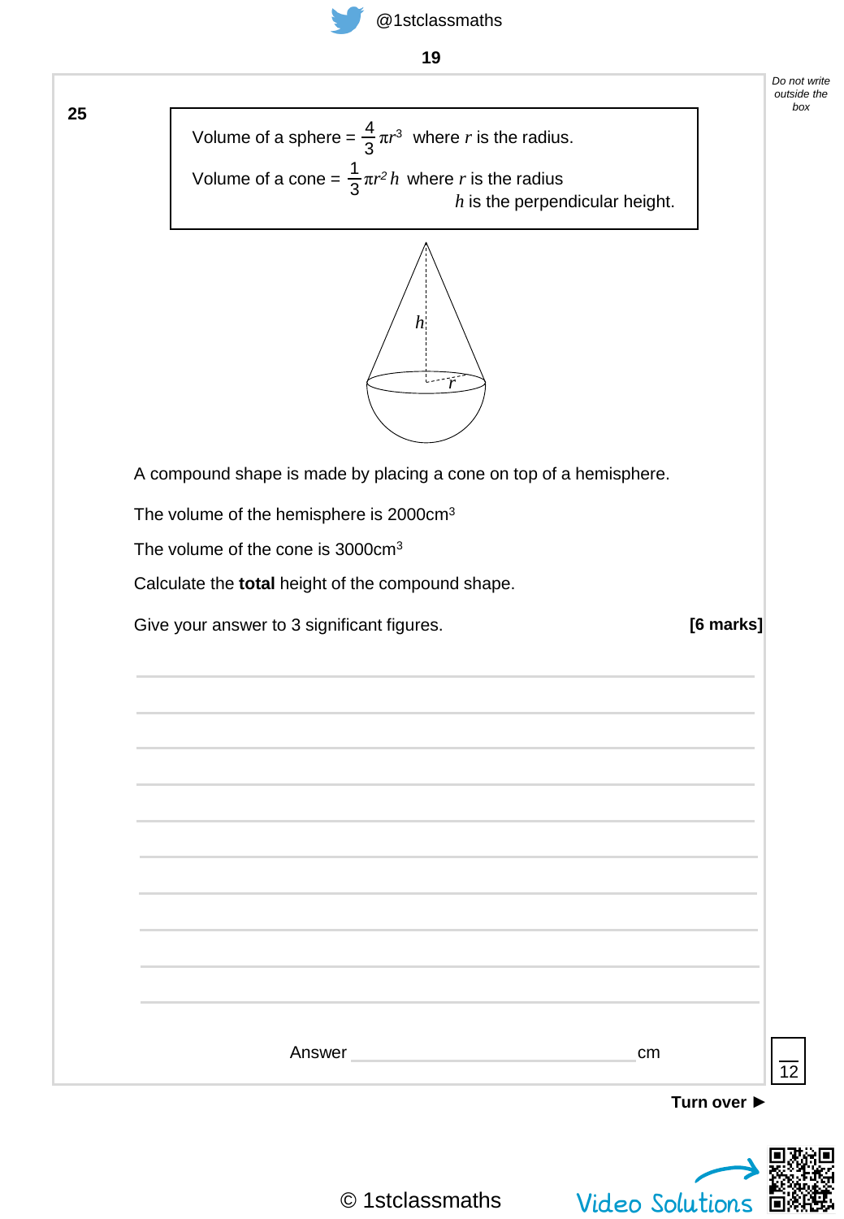**25**

Volume of a sphere = $\frac{4}{3}\pi r^3$ where $r$ is the radius.

Volume of a cone = $\frac{1}{3}\pi r^2 h$ where $r$ is the radius
$h$ is the perpendicular height.

A compound shape is made by placing a cone on top of a hemisphere.

The volume of the hemisphere is 2000cm$^3$

The volume of the cone is 3000cm$^3$

Calculate the **total** height of the compound shape.

Give your answer to 3 significant figures. **[6 marks]**

Answer ______________________ cm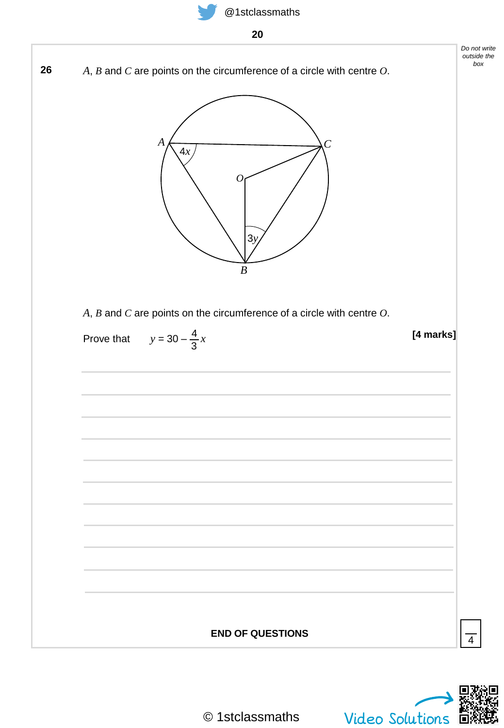**26** $A$, $B$ and $C$ are points on the circumference of a circle with centre $O$.

A

4x

C

O

3y

B

$A$, $B$ and $C$ are points on the circumference of a circle with centre $O$.

Prove that $y = 30 - \frac{4}{3}x$ **[4 marks]**

**END OF QUESTIONS**

© 1stclassmaths

Video Solutions